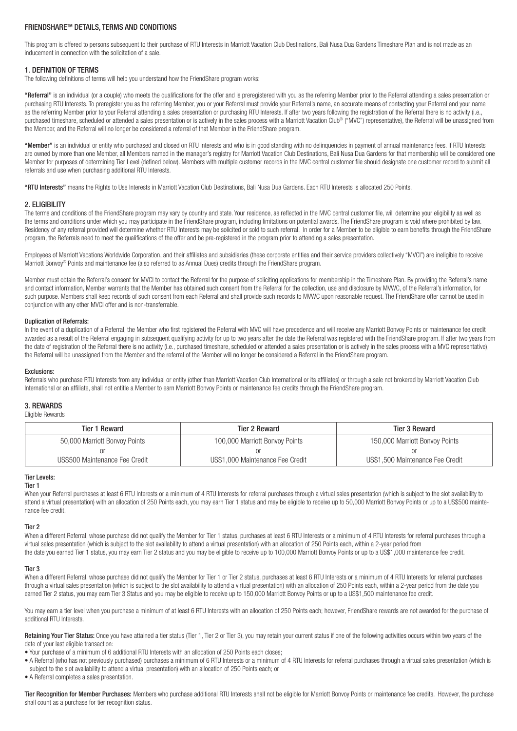# FRIENDSHARE™ DETAILS, TERMS AND CONDITIONS

This program is offered to persons subsequent to their purchase of RTU Interests in Marriott Vacation Club Destinations, Bali Nusa Dua Gardens Timeshare Plan and is not made as an inducement in connection with the solicitation of a sale.

## 1. DEFINITION OF TERMS

The following definitions of terms will help you understand how the FriendShare program works:

**"Referral"** is an individual (or a couple) who meets the qualifications for the offer and is preregistered with you as the referring Member prior to the Referral attending a sales presentation or purchasing RTU Interests. To preregister you as the referring Member, you or your Referral must provide your Referral's name, an accurate means of contacting your Referral and your name as the referring Member prior to your Referral attending a sales presentation or purchasing RTU Interests. If after two years following the registration of the Referral there is no activity (i.e., purchased timeshare, scheduled or attended a sales presentation or is actively in the sales process with a Marriott Vacation Club® ("MVC") representative), the Referral will be unassigned from the Member, and the Referral will no longer be considered a referral of that Member in the FriendShare program.

**"Member"** is an individual or entity who purchased and closed on RTU Interests and who is in good standing with no delinquencies in payment of annual maintenance fees. If RTU Interests are owned by more than one Member, all Members named in the manager's registry for Marriott Vacation Club Destinations, Bali Nusa Dua Gardens for that membership will be considered one Member for purposes of determining Tier Level (defined below). Members with multiple customer records in the MVC central customer file should designate one customer record to submit all referrals and use when purchasing additional RTU Interests.

**"RTU Interests"** means the Rights to Use Interests in Marriott Vacation Club Destinations, Bali Nusa Dua Gardens. Each RTU Interests is allocated 250 Points.

## 2. ELIGIBILITY

The terms and conditions of the FriendShare program may vary by country and state. Your residence, as reflected in the MVC central customer file, will determine your eligibility as well as the terms and conditions under which you may participate in the FriendShare program, including limitations on potential awards. The FriendShare program is void where prohibited by law. Residency of any referral provided will determine whether RTU Interests may be solicited or sold to such referral. In order for a Member to be eligible to earn benefits through the FriendShare program, the Referrals need to meet the qualifications of the offer and be pre-registered in the program prior to attending a sales presentation.

Employees of Marriott Vacations Worldwide Corporation, and their affiliates and subsidiaries (these corporate entities and their service providers collectively "MVCI") are ineligible to receive Marriott Bonvoy® Points and maintenance fee (also referred to as Annual Dues) credits through the FriendShare program.

Member must obtain the Referral's consent for MVCI to contact the Referral for the purpose of soliciting applications for membership in the Timeshare Plan. By providing the Referral's name and contact information, Member warrants that the Member has obtained such consent from the Referral for the collection, use and disclosure by MVWC, of the Referral's information, for such purpose. Members shall keep records of such consent from each Referral and shall provide such records to MVWC upon reasonable request. The FriendShare offer cannot be used in conjunction with any other MVCI offer and is non-transferrable.

### Duplication of Referrals:

In the event of a duplication of a Referral, the Member who first registered the Referral with MVC will have precedence and will receive any Marriott Bonvoy Points or maintenance fee credit awarded as a result of the Referral engaging in subsequent qualifying activity for up to two years after the date the Referral was registered with the FriendShare program. If after two years from the date of registration of the Referral there is no activity (i.e., purchased timeshare, scheduled or attended a sales presentation or is actively in the sales process with a MVC representative), the Referral will be unassigned from the Member and the referral of the Member will no longer be considered a Referral in the FriendShare program.

### Exclusions:

Referrals who purchase RTU Interests from any individual or entity (other than Marriott Vacation Club International or its affiliates) or through a sale not brokered by Marriott Vacation Club International or an affiliate, shall not entitle a Member to earn Marriott Bonvoy Points or maintenance fee credits through the FriendShare program.

## 3. REWARDS

Eligible Rewards

| Tier 1 Reward | Tier 2 Reward | Tier 3 Reward |
|---|---|---|
| 50,000 Marriott Bonvoy Points | 100,000 Marriott Bonvoy Points | 150,000 Marriott Bonvoy Points |
| or | or | or |
| US$500 Maintenance Fee Credit | US$1,000 Maintenance Fee Credit | US$1,500 Maintenance Fee Credit |

### Tier Levels:

**Tier 1**

When your Referral purchases at least 6 RTU Interests or a minimum of 4 RTU Interests for referral purchases through a virtual sales presentation (which is subject to the slot availability to attend a virtual presentation) with an allocation of 250 Points each, you may earn Tier 1 status and may be eligible to receive up to 50,000 Marriott Bonvoy Points or up to a US$500 maintenance fee credit.

**Tier 2**

When a different Referral, whose purchase did not qualify the Member for Tier 1 status, purchases at least 6 RTU Interests or a minimum of 4 RTU Interests for referral purchases through a virtual sales presentation (which is subject to the slot availability to attend a virtual presentation) with an allocation of 250 Points each, within a 2-year period from the date you earned Tier 1 status, you may earn Tier 2 status and you may be eligible to receive up to 100,000 Marriott Bonvoy Points or up to a US$1,000 maintenance fee credit.

**Tier 3**

When a different Referral, whose purchase did not qualify the Member for Tier 1 or Tier 2 status, purchases at least 6 RTU Interests or a minimum of 4 RTU Interests for referral purchases through a virtual sales presentation (which is subject to the slot availability to attend a virtual presentation) with an allocation of 250 Points each, within a 2-year period from the date you earned Tier 2 status, you may earn Tier 3 Status and you may be eligible to receive up to 150,000 Marriott Bonvoy Points or up to a US$1,500 maintenance fee credit.

You may earn a tier level when you purchase a minimum of at least 6 RTU Interests with an allocation of 250 Points each; however, FriendShare rewards are not awarded for the purchase of additional RTU Interests.

**Retaining Your Tier Status:** Once you have attained a tier status (Tier 1, Tier 2 or Tier 3), you may retain your current status if one of the following activities occurs within two years of the date of your last eligible transaction:

- Your purchase of a minimum of 6 additional RTU Interests with an allocation of 250 Points each closes;
- A Referral (who has not previously purchased) purchases a minimum of 6 RTU Interests or a minimum of 4 RTU Interests for referral purchases through a virtual sales presentation (which is subject to the slot availability to attend a virtual presentation) with an allocation of 250 Points each; or
- A Referral completes a sales presentation.

**Tier Recognition for Member Purchases:** Members who purchase additional RTU Interests shall not be eligible for Marriott Bonvoy Points or maintenance fee credits. However, the purchase shall count as a purchase for tier recognition status.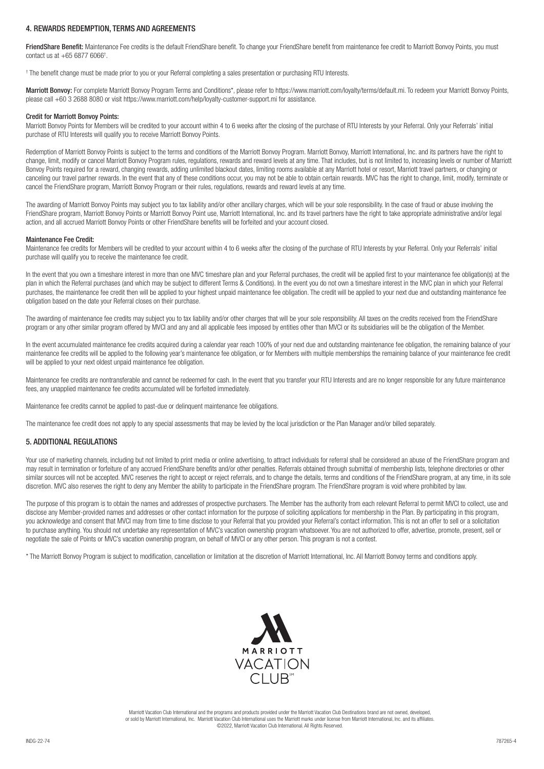## 4. REWARDS REDEMPTION, TERMS AND AGREEMENTS

**FriendShare Benefit:** Maintenance Fee credits is the default FriendShare benefit. To change your FriendShare benefit from maintenance fee credit to Marriott Bonvoy Points, you must contact us at +65 6877 6066†.

† The benefit change must be made prior to you or your Referral completing a sales presentation or purchasing RTU Interests.

**Marriott Bonvoy:** For complete Marriott Bonvoy Program Terms and Conditions*, please refer to https://www.marriott.com/loyalty/terms/default.mi. To redeem your Marriott Bonvoy Points, please call +60 3 2688 8080 or visit https://www.marriott.com/help/loyalty-customer-support.mi for assistance.

**Credit for Marriott Bonvoy Points:**
Marriott Bonvoy Points for Members will be credited to your account within 4 to 6 weeks after the closing of the purchase of RTU Interests by your Referral. Only your Referrals' initial purchase of RTU Interests will qualify you to receive Marriott Bonvoy Points.

Redemption of Marriott Bonvoy Points is subject to the terms and conditions of the Marriott Bonvoy Program. Marriott Bonvoy, Marriott International, Inc. and its partners have the right to change, limit, modify or cancel Marriott Bonvoy Program rules, regulations, rewards and reward levels at any time. That includes, but is not limited to, increasing levels or number of Marriott Bonvoy Points required for a reward, changing rewards, adding unlimited blackout dates, limiting rooms available at any Marriott hotel or resort, Marriott travel partners, or changing or canceling our travel partner rewards. In the event that any of these conditions occur, you may not be able to obtain certain rewards. MVC has the right to change, limit, modify, terminate or cancel the FriendShare program, Marriott Bonvoy Program or their rules, regulations, rewards and reward levels at any time.

The awarding of Marriott Bonvoy Points may subject you to tax liability and/or other ancillary charges, which will be your sole responsibility. In the case of fraud or abuse involving the FriendShare program, Marriott Bonvoy Points or Marriott Bonvoy Point use, Marriott International, Inc. and its travel partners have the right to take appropriate administrative and/or legal action, and all accrued Marriott Bonvoy Points or other FriendShare benefits will be forfeited and your account closed.

**Maintenance Fee Credit:**
Maintenance fee credits for Members will be credited to your account within 4 to 6 weeks after the closing of the purchase of RTU Interests by your Referral. Only your Referrals' initial purchase will qualify you to receive the maintenance fee credit.

In the event that you own a timeshare interest in more than one MVC timeshare plan and your Referral purchases, the credit will be applied first to your maintenance fee obligation(s) at the plan in which the Referral purchases (and which may be subject to different Terms & Conditions). In the event you do not own a timeshare interest in the MVC plan in which your Referral purchases, the maintenance fee credit then will be applied to your highest unpaid maintenance fee obligation. The credit will be applied to your next due and outstanding maintenance fee obligation based on the date your Referral closes on their purchase.

The awarding of maintenance fee credits may subject you to tax liability and/or other charges that will be your sole responsibility. All taxes on the credits received from the FriendShare program or any other similar program offered by MVCI and any and all applicable fees imposed by entities other than MVCI or its subsidiaries will be the obligation of the Member.

In the event accumulated maintenance fee credits acquired during a calendar year reach 100% of your next due and outstanding maintenance fee obligation, the remaining balance of your maintenance fee credits will be applied to the following year's maintenance fee obligation, or for Members with multiple memberships the remaining balance of your maintenance fee credit will be applied to your next oldest unpaid maintenance fee obligation.

Maintenance fee credits are nontransferable and cannot be redeemed for cash. In the event that you transfer your RTU Interests and are no longer responsible for any future maintenance fees, any unapplied maintenance fee credits accumulated will be forfeited immediately.

Maintenance fee credits cannot be applied to past-due or delinquent maintenance fee obligations.

The maintenance fee credit does not apply to any special assessments that may be levied by the local jurisdiction or the Plan Manager and/or billed separately.

## 5. ADDITIONAL REGULATIONS

Your use of marketing channels, including but not limited to print media or online advertising, to attract individuals for referral shall be considered an abuse of the FriendShare program and may result in termination or forfeiture of any accrued FriendShare benefits and/or other penalties. Referrals obtained through submittal of membership lists, telephone directories or other similar sources will not be accepted. MVC reserves the right to accept or reject referrals, and to change the details, terms and conditions of the FriendShare program, at any time, in its sole discretion. MVC also reserves the right to deny any Member the ability to participate in the FriendShare program. The FriendShare program is void where prohibited by law.

The purpose of this program is to obtain the names and addresses of prospective purchasers. The Member has the authority from each relevant Referral to permit MVCI to collect, use and disclose any Member-provided names and addresses or other contact information for the purpose of soliciting applications for membership in the Plan. By participating in this program, you acknowledge and consent that MVCI may from time to time disclose to your Referral that you provided your Referral's contact information. This is not an offer to sell or a solicitation to purchase anything. You should not undertake any representation of MVC's vacation ownership program whatsoever. You are not authorized to offer, advertise, promote, present, sell or negotiate the sale of Points or MVC's vacation ownership program, on behalf of MVCI or any other person. This program is not a contest.

\* The Marriott Bonvoy Program is subject to modification, cancellation or limitation at the discretion of Marriott International, Inc. All Marriott Bonvoy terms and conditions apply.

MARRIOTT VACATION CLUB℠

Marriott Vacation Club International and the programs and products provided under the Marriott Vacation Club Destinations brand are not owned, developed, or sold by Marriott International, Inc. Marriott Vacation Club International uses the Marriott marks under license from Marriott International, Inc. and its affiliates. ©2022, Marriott Vacation Club International. All Rights Reserved.

INDG-22-74 787265-4